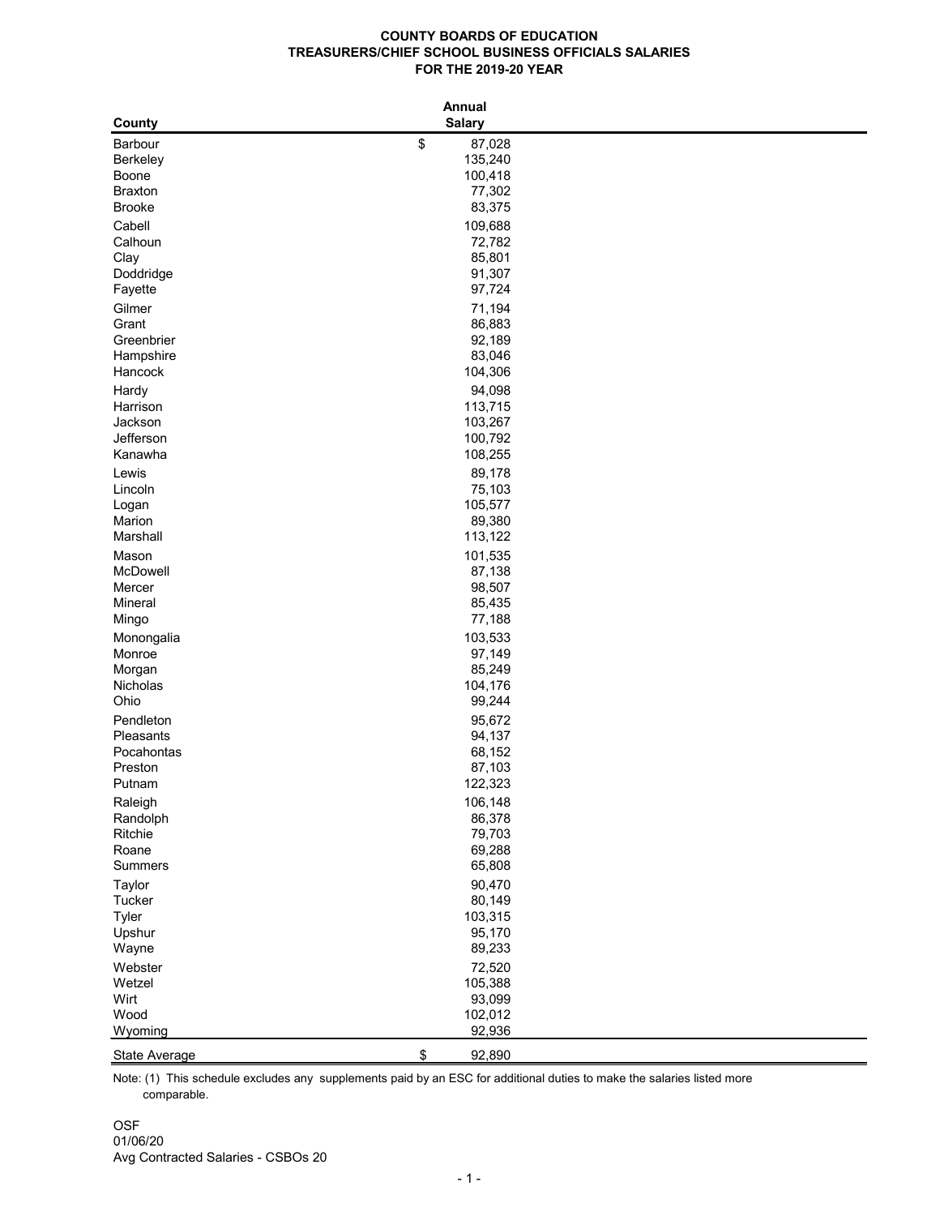**COUNTY BOARDS OF EDUCATION**
**TREASURERS/CHIEF SCHOOL BUSINESS OFFICIALS SALARIES**
**FOR THE 2019-20 YEAR**

| County | Annual Salary |
|---|---|
| Barbour | $ 87,028 |
| Berkeley | 135,240 |
| Boone | 100,418 |
| Braxton | 77,302 |
| Brooke | 83,375 |
| Cabell | 109,688 |
| Calhoun | 72,782 |
| Clay | 85,801 |
| Doddridge | 91,307 |
| Fayette | 97,724 |
| Gilmer | 71,194 |
| Grant | 86,883 |
| Greenbrier | 92,189 |
| Hampshire | 83,046 |
| Hancock | 104,306 |
| Hardy | 94,098 |
| Harrison | 113,715 |
| Jackson | 103,267 |
| Jefferson | 100,792 |
| Kanawha | 108,255 |
| Lewis | 89,178 |
| Lincoln | 75,103 |
| Logan | 105,577 |
| Marion | 89,380 |
| Marshall | 113,122 |
| Mason | 101,535 |
| McDowell | 87,138 |
| Mercer | 98,507 |
| Mineral | 85,435 |
| Mingo | 77,188 |
| Monongalia | 103,533 |
| Monroe | 97,149 |
| Morgan | 85,249 |
| Nicholas | 104,176 |
| Ohio | 99,244 |
| Pendleton | 95,672 |
| Pleasants | 94,137 |
| Pocahontas | 68,152 |
| Preston | 87,103 |
| Putnam | 122,323 |
| Raleigh | 106,148 |
| Randolph | 86,378 |
| Ritchie | 79,703 |
| Roane | 69,288 |
| Summers | 65,808 |
| Taylor | 90,470 |
| Tucker | 80,149 |
| Tyler | 103,315 |
| Upshur | 95,170 |
| Wayne | 89,233 |
| Webster | 72,520 |
| Wetzel | 105,388 |
| Wirt | 93,099 |
| Wood | 102,012 |
| Wyoming | 92,936 |
| State Average | $ 92,890 |

Note: (1) This schedule excludes any supplements paid by an ESC for additional duties to make the salaries listed more comparable.

OSF
01/06/20
Avg Contracted Salaries - CSBOs 20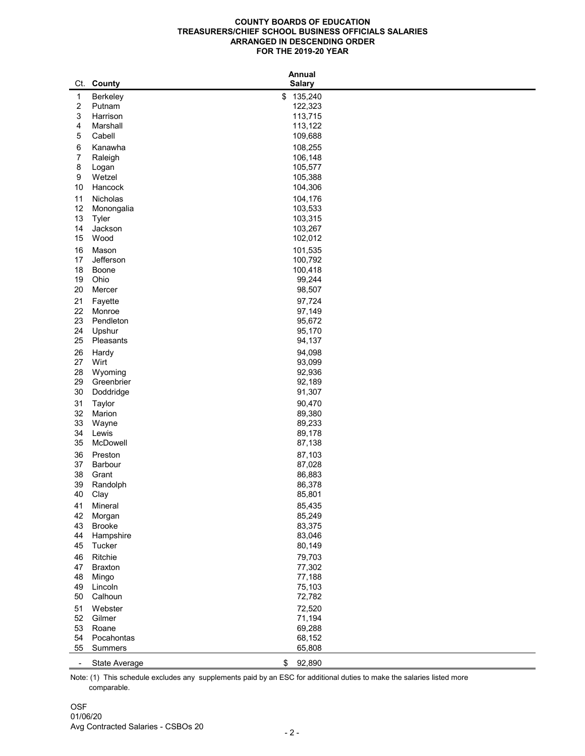**COUNTY BOARDS OF EDUCATION**
**TREASURERS/CHIEF SCHOOL BUSINESS OFFICIALS SALARIES**
**ARRANGED IN DESCENDING ORDER**
**FOR THE 2019-20 YEAR**

| Ct. | County | Annual Salary |
|---|---|---|
| 1 | Berkeley | $ 135,240 |
| 2 | Putnam | 122,323 |
| 3 | Harrison | 113,715 |
| 4 | Marshall | 113,122 |
| 5 | Cabell | 109,688 |
| 6 | Kanawha | 108,255 |
| 7 | Raleigh | 106,148 |
| 8 | Logan | 105,577 |
| 9 | Wetzel | 105,388 |
| 10 | Hancock | 104,306 |
| 11 | Nicholas | 104,176 |
| 12 | Monongalia | 103,533 |
| 13 | Tyler | 103,315 |
| 14 | Jackson | 103,267 |
| 15 | Wood | 102,012 |
| 16 | Mason | 101,535 |
| 17 | Jefferson | 100,792 |
| 18 | Boone | 100,418 |
| 19 | Ohio | 99,244 |
| 20 | Mercer | 98,507 |
| 21 | Fayette | 97,724 |
| 22 | Monroe | 97,149 |
| 23 | Pendleton | 95,672 |
| 24 | Upshur | 95,170 |
| 25 | Pleasants | 94,137 |
| 26 | Hardy | 94,098 |
| 27 | Wirt | 93,099 |
| 28 | Wyoming | 92,936 |
| 29 | Greenbrier | 92,189 |
| 30 | Doddridge | 91,307 |
| 31 | Taylor | 90,470 |
| 32 | Marion | 89,380 |
| 33 | Wayne | 89,233 |
| 34 | Lewis | 89,178 |
| 35 | McDowell | 87,138 |
| 36 | Preston | 87,103 |
| 37 | Barbour | 87,028 |
| 38 | Grant | 86,883 |
| 39 | Randolph | 86,378 |
| 40 | Clay | 85,801 |
| 41 | Mineral | 85,435 |
| 42 | Morgan | 85,249 |
| 43 | Brooke | 83,375 |
| 44 | Hampshire | 83,046 |
| 45 | Tucker | 80,149 |
| 46 | Ritchie | 79,703 |
| 47 | Braxton | 77,302 |
| 48 | Mingo | 77,188 |
| 49 | Lincoln | 75,103 |
| 50 | Calhoun | 72,782 |
| 51 | Webster | 72,520 |
| 52 | Gilmer | 71,194 |
| 53 | Roane | 69,288 |
| 54 | Pocahontas | 68,152 |
| 55 | Summers | 65,808 |
| - | State Average | $ 92,890 |

Note: (1) This schedule excludes any supplements paid by an ESC for additional duties to make the salaries listed more comparable.

OSF
01/06/20
Avg Contracted Salaries - CSBOs 20